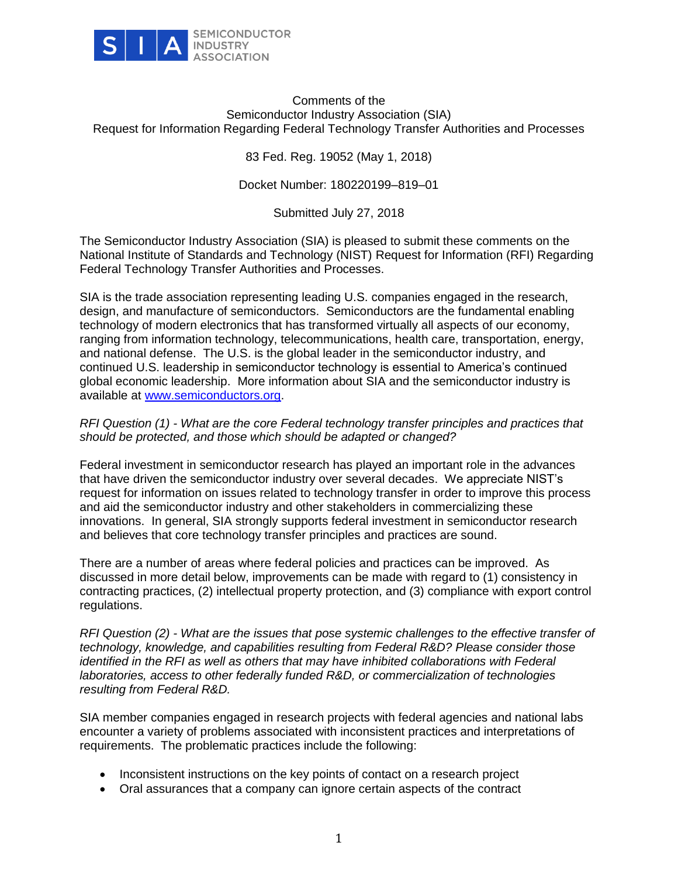SEMICONDUCTOR INDUSTRY ASSOCIATION

Comments of the
Semiconductor Industry Association (SIA)
Request for Information Regarding Federal Technology Transfer Authorities and Processes

83 Fed. Reg. 19052 (May 1, 2018)

Docket Number: 180220199–819–01

Submitted July 27, 2018

The Semiconductor Industry Association (SIA) is pleased to submit these comments on the National Institute of Standards and Technology (NIST) Request for Information (RFI) Regarding Federal Technology Transfer Authorities and Processes.

SIA is the trade association representing leading U.S. companies engaged in the research, design, and manufacture of semiconductors. Semiconductors are the fundamental enabling technology of modern electronics that has transformed virtually all aspects of our economy, ranging from information technology, telecommunications, health care, transportation, energy, and national defense. The U.S. is the global leader in the semiconductor industry, and continued U.S. leadership in semiconductor technology is essential to America's continued global economic leadership. More information about SIA and the semiconductor industry is available at [www.semiconductors.org](http://www.semiconductors.org).

*RFI Question (1) - What are the core Federal technology transfer principles and practices that should be protected, and those which should be adapted or changed?*

Federal investment in semiconductor research has played an important role in the advances that have driven the semiconductor industry over several decades. We appreciate NIST's request for information on issues related to technology transfer in order to improve this process and aid the semiconductor industry and other stakeholders in commercializing these innovations. In general, SIA strongly supports federal investment in semiconductor research and believes that core technology transfer principles and practices are sound.

There are a number of areas where federal policies and practices can be improved. As discussed in more detail below, improvements can be made with regard to (1) consistency in contracting practices, (2) intellectual property protection, and (3) compliance with export control regulations.

*RFI Question (2) - What are the issues that pose systemic challenges to the effective transfer of technology, knowledge, and capabilities resulting from Federal R&D? Please consider those identified in the RFI as well as others that may have inhibited collaborations with Federal laboratories, access to other federally funded R&D, or commercialization of technologies resulting from Federal R&D.*

SIA member companies engaged in research projects with federal agencies and national labs encounter a variety of problems associated with inconsistent practices and interpretations of requirements. The problematic practices include the following:

- Inconsistent instructions on the key points of contact on a research project
- Oral assurances that a company can ignore certain aspects of the contract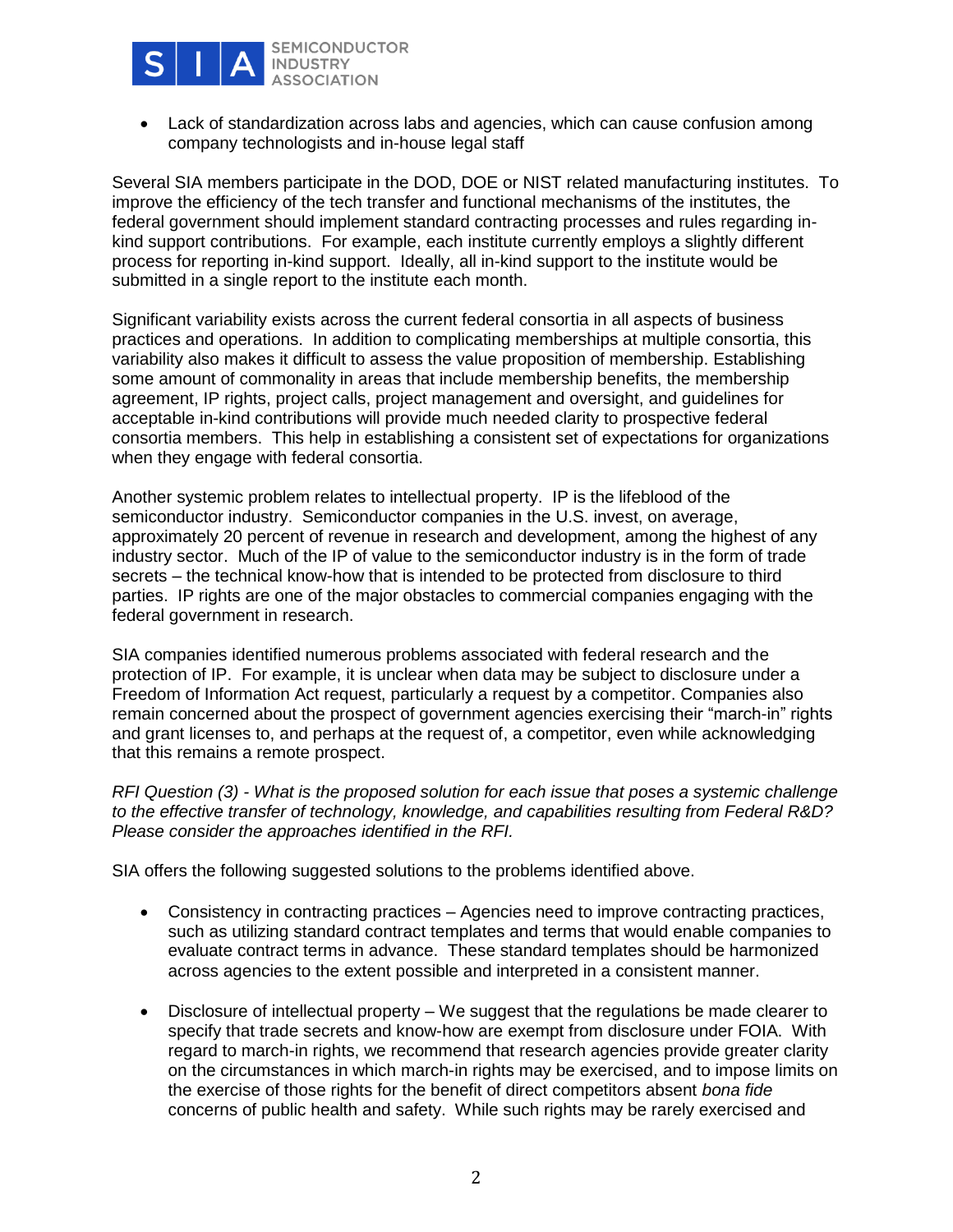- Lack of standardization across labs and agencies, which can cause confusion among company technologists and in-house legal staff

Several SIA members participate in the DOD, DOE or NIST related manufacturing institutes. To improve the efficiency of the tech transfer and functional mechanisms of the institutes, the federal government should implement standard contracting processes and rules regarding in-kind support contributions. For example, each institute currently employs a slightly different process for reporting in-kind support. Ideally, all in-kind support to the institute would be submitted in a single report to the institute each month.

Significant variability exists across the current federal consortia in all aspects of business practices and operations. In addition to complicating memberships at multiple consortia, this variability also makes it difficult to assess the value proposition of membership. Establishing some amount of commonality in areas that include membership benefits, the membership agreement, IP rights, project calls, project management and oversight, and guidelines for acceptable in-kind contributions will provide much needed clarity to prospective federal consortia members. This help in establishing a consistent set of expectations for organizations when they engage with federal consortia.

Another systemic problem relates to intellectual property. IP is the lifeblood of the semiconductor industry. Semiconductor companies in the U.S. invest, on average, approximately 20 percent of revenue in research and development, among the highest of any industry sector. Much of the IP of value to the semiconductor industry is in the form of trade secrets – the technical know-how that is intended to be protected from disclosure to third parties. IP rights are one of the major obstacles to commercial companies engaging with the federal government in research.

SIA companies identified numerous problems associated with federal research and the protection of IP. For example, it is unclear when data may be subject to disclosure under a Freedom of Information Act request, particularly a request by a competitor. Companies also remain concerned about the prospect of government agencies exercising their "march-in" rights and grant licenses to, and perhaps at the request of, a competitor, even while acknowledging that this remains a remote prospect.

*RFI Question (3) - What is the proposed solution for each issue that poses a systemic challenge to the effective transfer of technology, knowledge, and capabilities resulting from Federal R&D? Please consider the approaches identified in the RFI.*

SIA offers the following suggested solutions to the problems identified above.

- Consistency in contracting practices – Agencies need to improve contracting practices, such as utilizing standard contract templates and terms that would enable companies to evaluate contract terms in advance. These standard templates should be harmonized across agencies to the extent possible and interpreted in a consistent manner.

- Disclosure of intellectual property – We suggest that the regulations be made clearer to specify that trade secrets and know-how are exempt from disclosure under FOIA. With regard to march-in rights, we recommend that research agencies provide greater clarity on the circumstances in which march-in rights may be exercised, and to impose limits on the exercise of those rights for the benefit of direct competitors absent *bona fide* concerns of public health and safety. While such rights may be rarely exercised and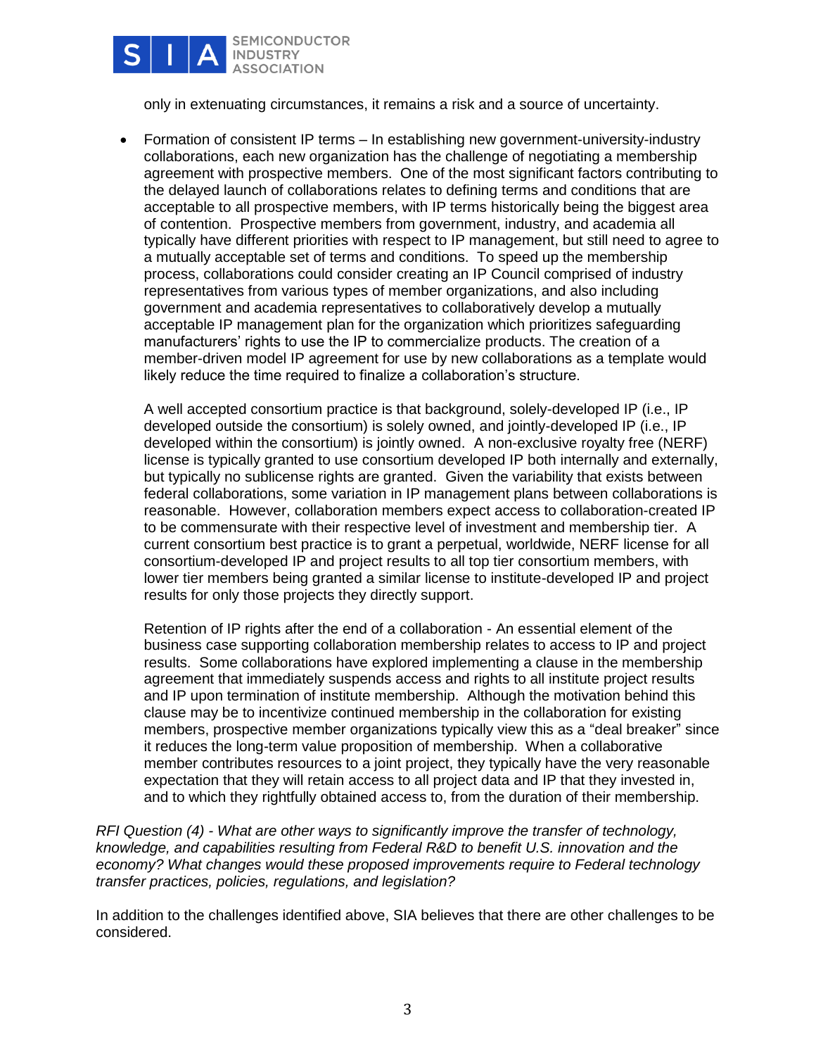only in extenuating circumstances, it remains a risk and a source of uncertainty.

- Formation of consistent IP terms – In establishing new government-university-industry collaborations, each new organization has the challenge of negotiating a membership agreement with prospective members. One of the most significant factors contributing to the delayed launch of collaborations relates to defining terms and conditions that are acceptable to all prospective members, with IP terms historically being the biggest area of contention. Prospective members from government, industry, and academia all typically have different priorities with respect to IP management, but still need to agree to a mutually acceptable set of terms and conditions. To speed up the membership process, collaborations could consider creating an IP Council comprised of industry representatives from various types of member organizations, and also including government and academia representatives to collaboratively develop a mutually acceptable IP management plan for the organization which prioritizes safeguarding manufacturers' rights to use the IP to commercialize products. The creation of a member-driven model IP agreement for use by new collaborations as a template would likely reduce the time required to finalize a collaboration's structure.

  A well accepted consortium practice is that background, solely-developed IP (i.e., IP developed outside the consortium) is solely owned, and jointly-developed IP (i.e., IP developed within the consortium) is jointly owned. A non-exclusive royalty free (NERF) license is typically granted to use consortium developed IP both internally and externally, but typically no sublicense rights are granted. Given the variability that exists between federal collaborations, some variation in IP management plans between collaborations is reasonable. However, collaboration members expect access to collaboration-created IP to be commensurate with their respective level of investment and membership tier. A current consortium best practice is to grant a perpetual, worldwide, NERF license for all consortium-developed IP and project results to all top tier consortium members, with lower tier members being granted a similar license to institute-developed IP and project results for only those projects they directly support.

  Retention of IP rights after the end of a collaboration - An essential element of the business case supporting collaboration membership relates to access to IP and project results. Some collaborations have explored implementing a clause in the membership agreement that immediately suspends access and rights to all institute project results and IP upon termination of institute membership. Although the motivation behind this clause may be to incentivize continued membership in the collaboration for existing members, prospective member organizations typically view this as a "deal breaker" since it reduces the long-term value proposition of membership. When a collaborative member contributes resources to a joint project, they typically have the very reasonable expectation that they will retain access to all project data and IP that they invested in, and to which they rightfully obtained access to, from the duration of their membership.

*RFI Question (4) - What are other ways to significantly improve the transfer of technology, knowledge, and capabilities resulting from Federal R&D to benefit U.S. innovation and the economy? What changes would these proposed improvements require to Federal technology transfer practices, policies, regulations, and legislation?*

In addition to the challenges identified above, SIA believes that there are other challenges to be considered.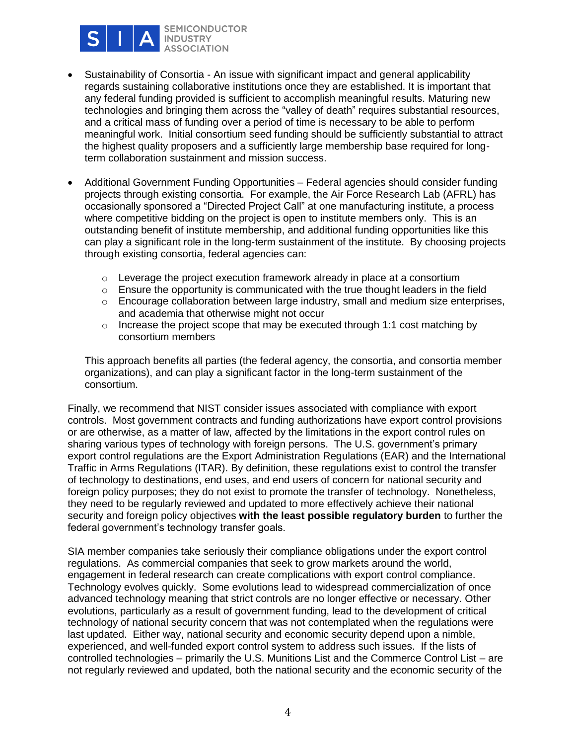- Sustainability of Consortia - An issue with significant impact and general applicability regards sustaining collaborative institutions once they are established. It is important that any federal funding provided is sufficient to accomplish meaningful results. Maturing new technologies and bringing them across the "valley of death" requires substantial resources, and a critical mass of funding over a period of time is necessary to be able to perform meaningful work. Initial consortium seed funding should be sufficiently substantial to attract the highest quality proposers and a sufficiently large membership base required for long-term collaboration sustainment and mission success.

- Additional Government Funding Opportunities – Federal agencies should consider funding projects through existing consortia. For example, the Air Force Research Lab (AFRL) has occasionally sponsored a "Directed Project Call" at one manufacturing institute, a process where competitive bidding on the project is open to institute members only. This is an outstanding benefit of institute membership, and additional funding opportunities like this can play a significant role in the long-term sustainment of the institute. By choosing projects through existing consortia, federal agencies can:

  - Leverage the project execution framework already in place at a consortium
  - Ensure the opportunity is communicated with the true thought leaders in the field
  - Encourage collaboration between large industry, small and medium size enterprises, and academia that otherwise might not occur
  - Increase the project scope that may be executed through 1:1 cost matching by consortium members

  This approach benefits all parties (the federal agency, the consortia, and consortia member organizations), and can play a significant factor in the long-term sustainment of the consortium.

Finally, we recommend that NIST consider issues associated with compliance with export controls. Most government contracts and funding authorizations have export control provisions or are otherwise, as a matter of law, affected by the limitations in the export control rules on sharing various types of technology with foreign persons. The U.S. government's primary export control regulations are the Export Administration Regulations (EAR) and the International Traffic in Arms Regulations (ITAR). By definition, these regulations exist to control the transfer of technology to destinations, end uses, and end users of concern for national security and foreign policy purposes; they do not exist to promote the transfer of technology. Nonetheless, they need to be regularly reviewed and updated to more effectively achieve their national security and foreign policy objectives **with the least possible regulatory burden** to further the federal government's technology transfer goals.

SIA member companies take seriously their compliance obligations under the export control regulations. As commercial companies that seek to grow markets around the world, engagement in federal research can create complications with export control compliance. Technology evolves quickly. Some evolutions lead to widespread commercialization of once advanced technology meaning that strict controls are no longer effective or necessary. Other evolutions, particularly as a result of government funding, lead to the development of critical technology of national security concern that was not contemplated when the regulations were last updated. Either way, national security and economic security depend upon a nimble, experienced, and well-funded export control system to address such issues. If the lists of controlled technologies – primarily the U.S. Munitions List and the Commerce Control List – are not regularly reviewed and updated, both the national security and the economic security of the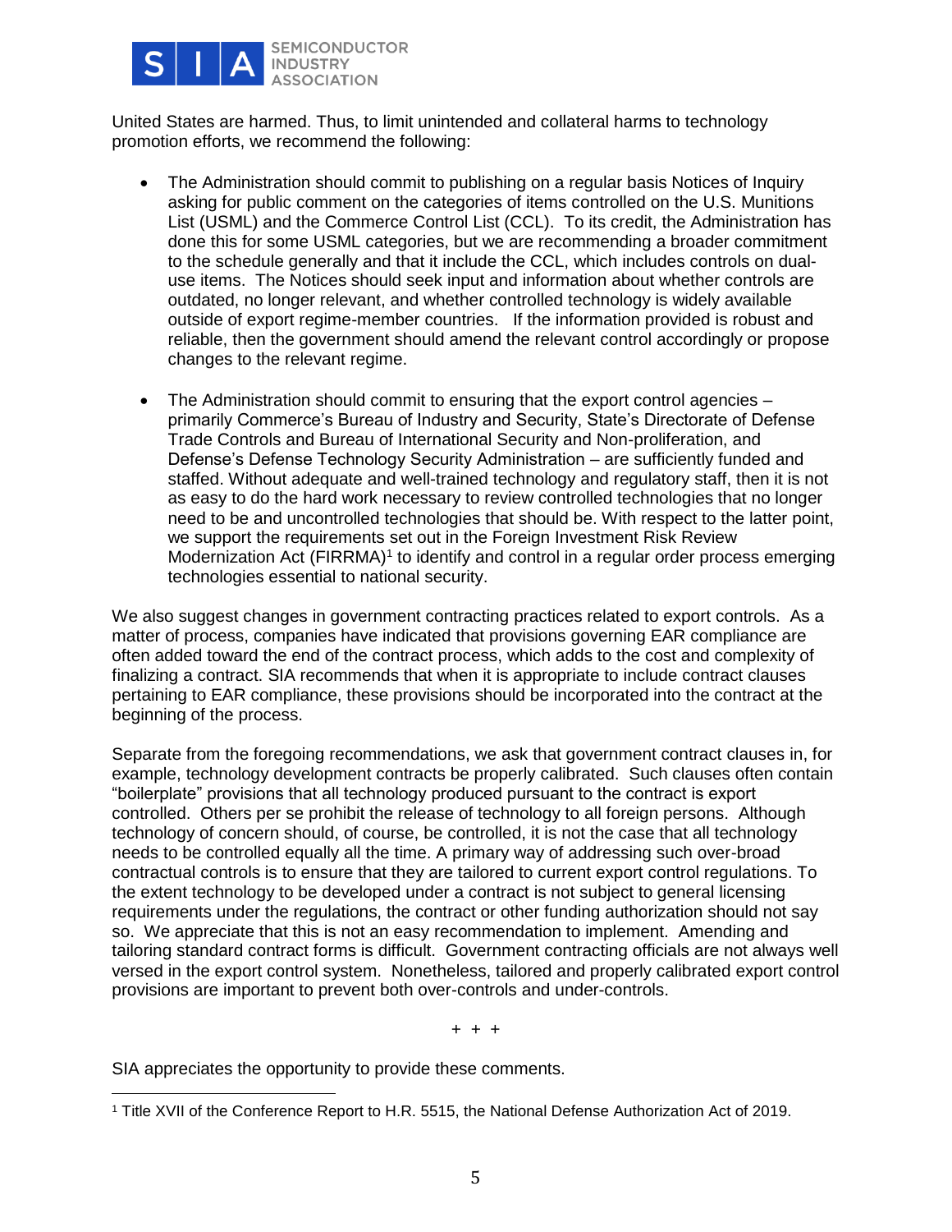United States are harmed. Thus, to limit unintended and collateral harms to technology promotion efforts, we recommend the following:

- The Administration should commit to publishing on a regular basis Notices of Inquiry asking for public comment on the categories of items controlled on the U.S. Munitions List (USML) and the Commerce Control List (CCL). To its credit, the Administration has done this for some USML categories, but we are recommending a broader commitment to the schedule generally and that it include the CCL, which includes controls on dual-use items. The Notices should seek input and information about whether controls are outdated, no longer relevant, and whether controlled technology is widely available outside of export regime-member countries. If the information provided is robust and reliable, then the government should amend the relevant control accordingly or propose changes to the relevant regime.

- The Administration should commit to ensuring that the export control agencies – primarily Commerce's Bureau of Industry and Security, State's Directorate of Defense Trade Controls and Bureau of International Security and Non-proliferation, and Defense's Defense Technology Security Administration – are sufficiently funded and staffed. Without adequate and well-trained technology and regulatory staff, then it is not as easy to do the hard work necessary to review controlled technologies that no longer need to be and uncontrolled technologies that should be. With respect to the latter point, we support the requirements set out in the Foreign Investment Risk Review Modernization Act (FIRRMA)[1] to identify and control in a regular order process emerging technologies essential to national security.

We also suggest changes in government contracting practices related to export controls. As a matter of process, companies have indicated that provisions governing EAR compliance are often added toward the end of the contract process, which adds to the cost and complexity of finalizing a contract. SIA recommends that when it is appropriate to include contract clauses pertaining to EAR compliance, these provisions should be incorporated into the contract at the beginning of the process.

Separate from the foregoing recommendations, we ask that government contract clauses in, for example, technology development contracts be properly calibrated. Such clauses often contain "boilerplate" provisions that all technology produced pursuant to the contract is export controlled. Others per se prohibit the release of technology to all foreign persons. Although technology of concern should, of course, be controlled, it is not the case that all technology needs to be controlled equally all the time. A primary way of addressing such over-broad contractual controls is to ensure that they are tailored to current export control regulations. To the extent technology to be developed under a contract is not subject to general licensing requirements under the regulations, the contract or other funding authorization should not say so. We appreciate that this is not an easy recommendation to implement. Amending and tailoring standard contract forms is difficult. Government contracting officials are not always well versed in the export control system. Nonetheless, tailored and properly calibrated export control provisions are important to prevent both over-controls and under-controls.

\+ + +

SIA appreciates the opportunity to provide these comments.

---

[1] Title XVII of the Conference Report to H.R. 5515, the National Defense Authorization Act of 2019.